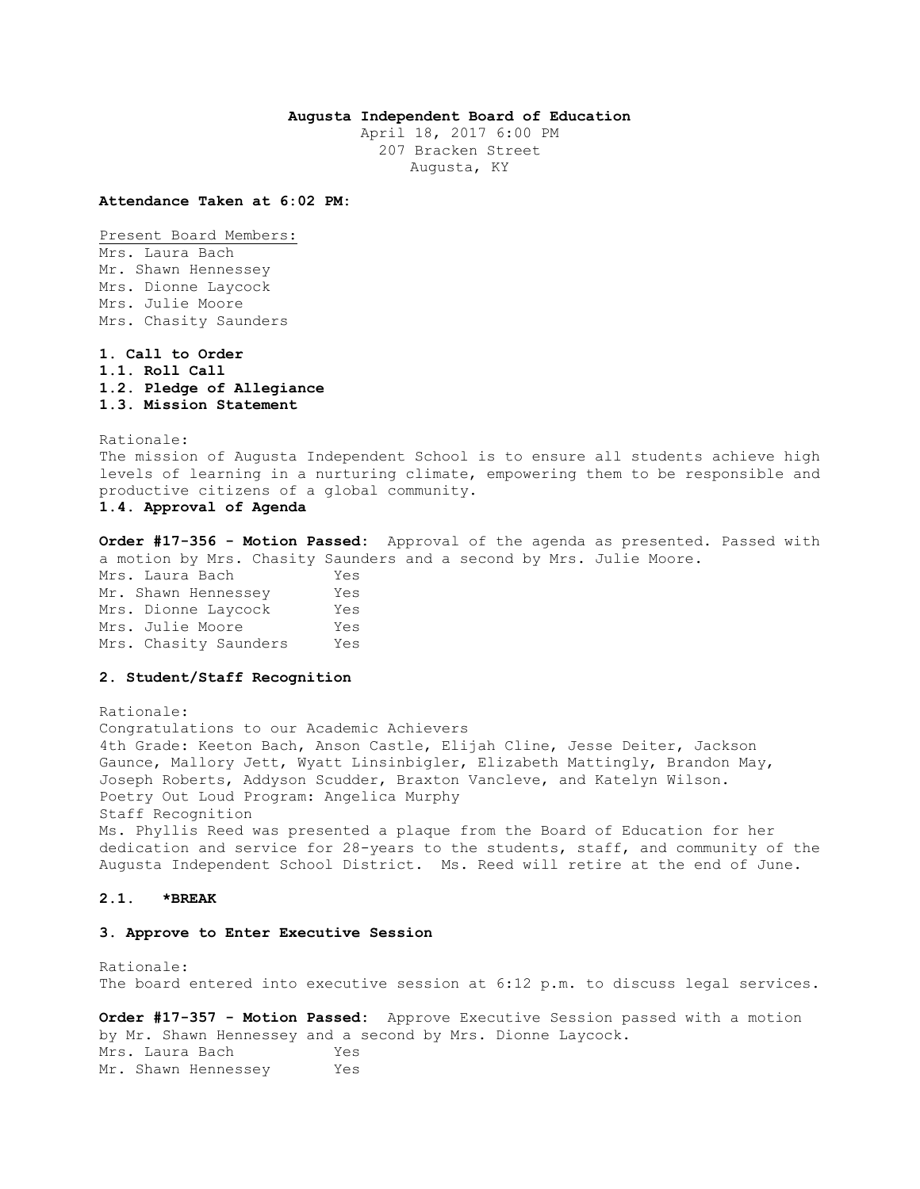**Augusta Independent Board of Education**
April 18, 2017 6:00 PM
207 Bracken Street
Augusta, KY

**Attendance Taken at 6:02 PM:**

Present Board Members:
Mrs. Laura Bach
Mr. Shawn Hennessey
Mrs. Dionne Laycock
Mrs. Julie Moore
Mrs. Chasity Saunders

**1. Call to Order**
**1.1. Roll Call**
**1.2. Pledge of Allegiance**
**1.3. Mission Statement**

Rationale:
The mission of Augusta Independent School is to ensure all students achieve high levels of learning in a nurturing climate, empowering them to be responsible and productive citizens of a global community.

**1.4. Approval of Agenda**

**Order #17-356 - Motion Passed:** Approval of the agenda as presented. Passed with a motion by Mrs. Chasity Saunders and a second by Mrs. Julie Moore.

| | |
|---|---|
| Mrs. Laura Bach | Yes |
| Mr. Shawn Hennessey | Yes |
| Mrs. Dionne Laycock | Yes |
| Mrs. Julie Moore | Yes |
| Mrs. Chasity Saunders | Yes |

**2. Student/Staff Recognition**

Rationale:
Congratulations to our Academic Achievers
4th Grade: Keeton Bach, Anson Castle, Elijah Cline, Jesse Deiter, Jackson Gaunce, Mallory Jett, Wyatt Linsinbigler, Elizabeth Mattingly, Brandon May, Joseph Roberts, Addyson Scudder, Braxton Vancleve, and Katelyn Wilson.
Poetry Out Loud Program: Angelica Murphy
Staff Recognition
Ms. Phyllis Reed was presented a plaque from the Board of Education for her dedication and service for 28-years to the students, staff, and community of the Augusta Independent School District. Ms. Reed will retire at the end of June.

**2.1. *BREAK**

**3. Approve to Enter Executive Session**

Rationale:
The board entered into executive session at 6:12 p.m. to discuss legal services.

**Order #17-357 - Motion Passed:** Approve Executive Session passed with a motion by Mr. Shawn Hennessey and a second by Mrs. Dionne Laycock.

| | |
|---|---|
| Mrs. Laura Bach | Yes |
| Mr. Shawn Hennessey | Yes |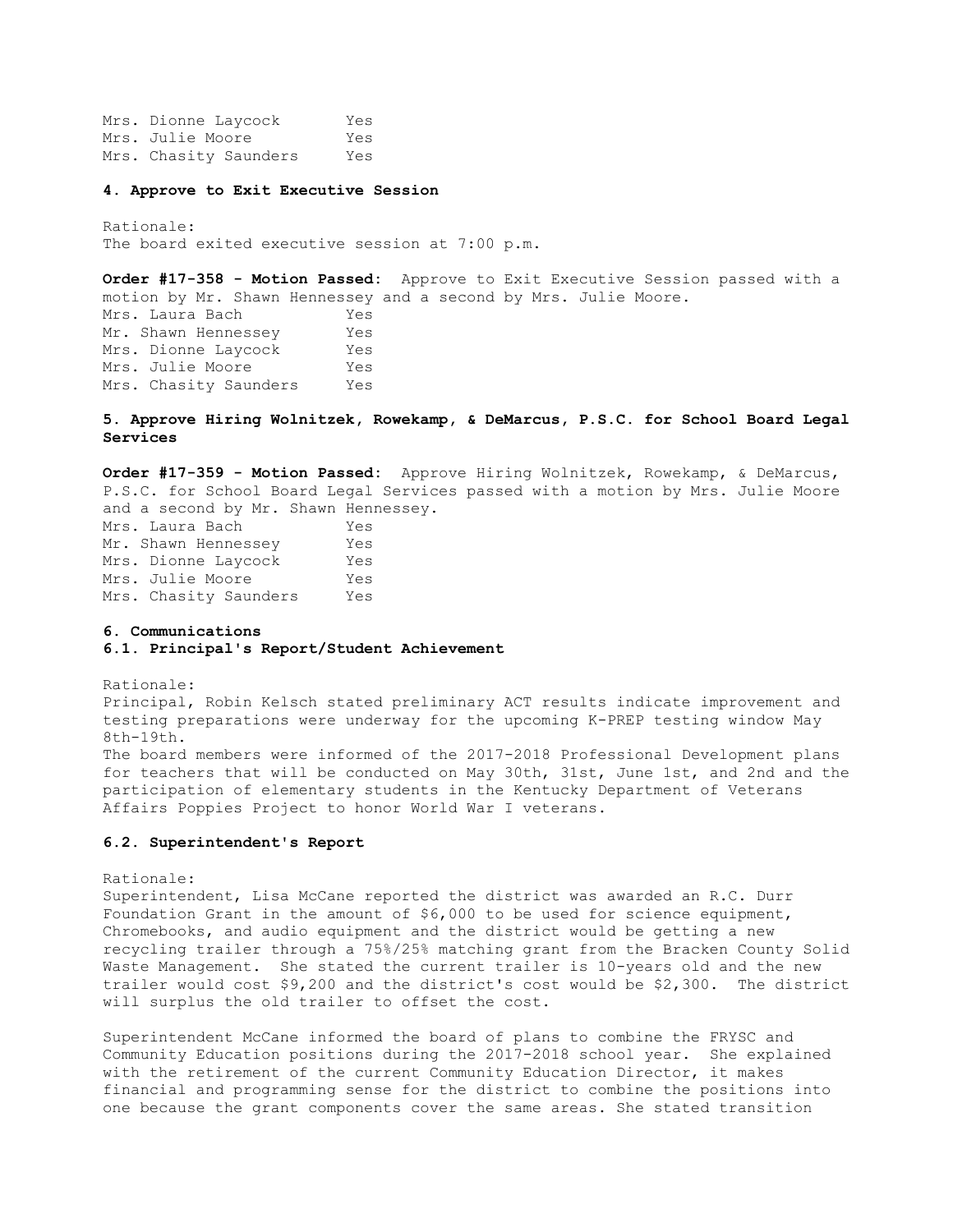Mrs. Dionne Laycock Yes
Mrs. Julie Moore Yes
Mrs. Chasity Saunders Yes

**4. Approve to Exit Executive Session**

Rationale:
The board exited executive session at 7:00 p.m.

**Order #17-358 - Motion Passed:** Approve to Exit Executive Session passed with a motion by Mr. Shawn Hennessey and a second by Mrs. Julie Moore.

| | |
|---|---|
| Mrs. Laura Bach | Yes |
| Mr. Shawn Hennessey | Yes |
| Mrs. Dionne Laycock | Yes |
| Mrs. Julie Moore | Yes |
| Mrs. Chasity Saunders | Yes |

**5. Approve Hiring Wolnitzek, Rowekamp, & DeMarcus, P.S.C. for School Board Legal Services**

**Order #17-359 - Motion Passed:** Approve Hiring Wolnitzek, Rowekamp, & DeMarcus, P.S.C. for School Board Legal Services passed with a motion by Mrs. Julie Moore and a second by Mr. Shawn Hennessey.

| | |
|---|---|
| Mrs. Laura Bach | Yes |
| Mr. Shawn Hennessey | Yes |
| Mrs. Dionne Laycock | Yes |
| Mrs. Julie Moore | Yes |
| Mrs. Chasity Saunders | Yes |

**6. Communications**

**6.1. Principal's Report/Student Achievement**

Rationale:
Principal, Robin Kelsch stated preliminary ACT results indicate improvement and testing preparations were underway for the upcoming K-PREP testing window May 8th-19th.
The board members were informed of the 2017-2018 Professional Development plans for teachers that will be conducted on May 30th, 31st, June 1st, and 2nd and the participation of elementary students in the Kentucky Department of Veterans Affairs Poppies Project to honor World War I veterans.

**6.2. Superintendent's Report**

Rationale:
Superintendent, Lisa McCane reported the district was awarded an R.C. Durr Foundation Grant in the amount of $6,000 to be used for science equipment, Chromebooks, and audio equipment and the district would be getting a new recycling trailer through a 75%/25% matching grant from the Bracken County Solid Waste Management. She stated the current trailer is 10-years old and the new trailer would cost $9,200 and the district's cost would be $2,300. The district will surplus the old trailer to offset the cost.

Superintendent McCane informed the board of plans to combine the FRYSC and Community Education positions during the 2017-2018 school year. She explained with the retirement of the current Community Education Director, it makes financial and programming sense for the district to combine the positions into one because the grant components cover the same areas. She stated transition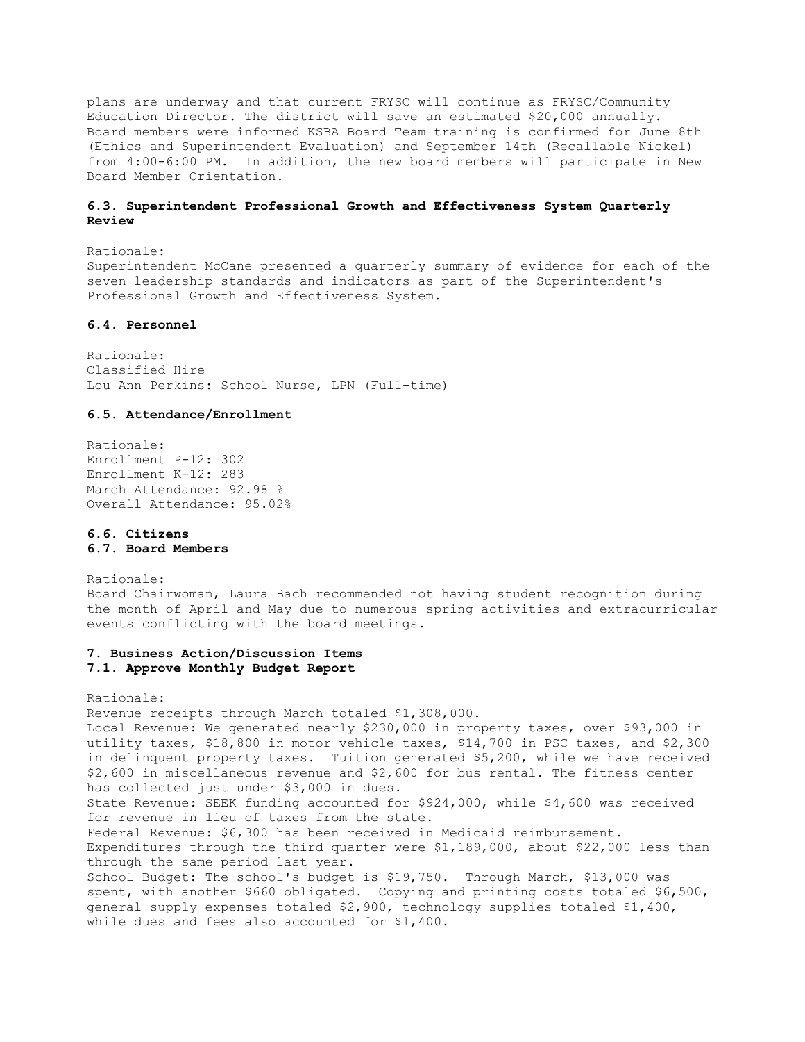plans are underway and that current FRYSC will continue as FRYSC/Community Education Director. The district will save an estimated $20,000 annually. Board members were informed KSBA Board Team training is confirmed for June 8th (Ethics and Superintendent Evaluation) and September 14th (Recallable Nickel) from 4:00-6:00 PM. In addition, the new board members will participate in New Board Member Orientation.

### 6.3. Superintendent Professional Growth and Effectiveness System Quarterly Review

Rationale:
Superintendent McCane presented a quarterly summary of evidence for each of the seven leadership standards and indicators as part of the Superintendent's Professional Growth and Effectiveness System.

### 6.4. Personnel

Rationale:
Classified Hire
Lou Ann Perkins: School Nurse, LPN (Full-time)

### 6.5. Attendance/Enrollment

Rationale:
Enrollment P-12: 302
Enrollment K-12: 283
March Attendance: 92.98 %
Overall Attendance: 95.02%

### 6.6. Citizens

### 6.7. Board Members

Rationale:
Board Chairwoman, Laura Bach recommended not having student recognition during the month of April and May due to numerous spring activities and extracurricular events conflicting with the board meetings.

## 7. Business Action/Discussion Items

### 7.1. Approve Monthly Budget Report

Rationale:
Revenue receipts through March totaled $1,308,000.
Local Revenue: We generated nearly $230,000 in property taxes, over $93,000 in utility taxes, $18,800 in motor vehicle taxes, $14,700 in PSC taxes, and $2,300 in delinquent property taxes. Tuition generated $5,200, while we have received $2,600 in miscellaneous revenue and $2,600 for bus rental. The fitness center has collected just under $3,000 in dues.
State Revenue: SEEK funding accounted for $924,000, while $4,600 was received for revenue in lieu of taxes from the state.
Federal Revenue: $6,300 has been received in Medicaid reimbursement.
Expenditures through the third quarter were $1,189,000, about $22,000 less than through the same period last year.
School Budget: The school's budget is $19,750. Through March, $13,000 was spent, with another $660 obligated. Copying and printing costs totaled $6,500, general supply expenses totaled $2,900, technology supplies totaled $1,400, while dues and fees also accounted for $1,400.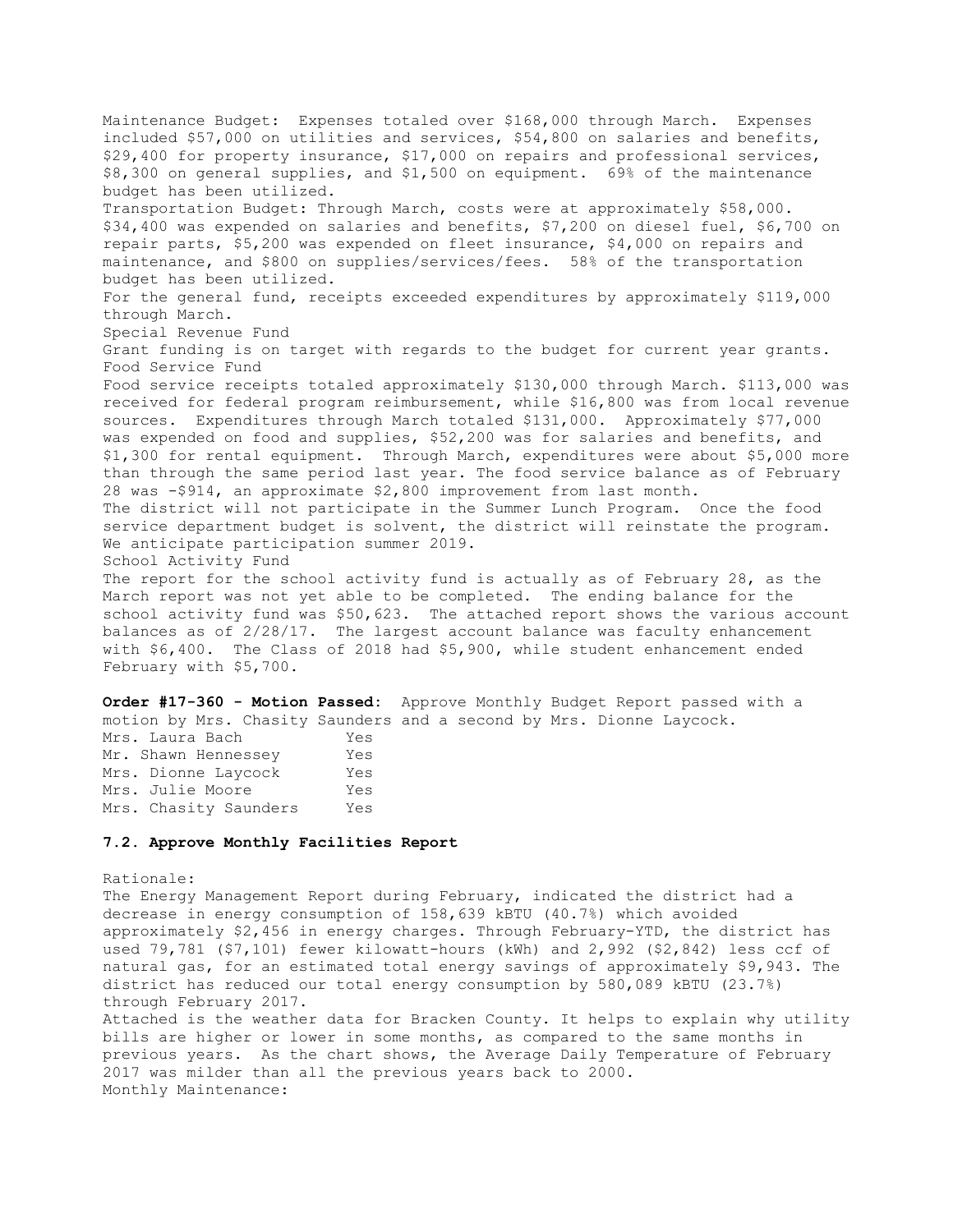Maintenance Budget: Expenses totaled over $168,000 through March. Expenses included $57,000 on utilities and services, $54,800 on salaries and benefits, $29,400 for property insurance, $17,000 on repairs and professional services, $8,300 on general supplies, and $1,500 on equipment. 69% of the maintenance budget has been utilized.

Transportation Budget: Through March, costs were at approximately $58,000. $34,400 was expended on salaries and benefits, $7,200 on diesel fuel, $6,700 on repair parts, $5,200 was expended on fleet insurance, $4,000 on repairs and maintenance, and $800 on supplies/services/fees. 58% of the transportation budget has been utilized.

For the general fund, receipts exceeded expenditures by approximately $119,000 through March.

Special Revenue Fund

Grant funding is on target with regards to the budget for current year grants.

Food Service Fund

Food service receipts totaled approximately $130,000 through March. $113,000 was received for federal program reimbursement, while $16,800 was from local revenue sources. Expenditures through March totaled $131,000. Approximately $77,000 was expended on food and supplies, $52,200 was for salaries and benefits, and $1,300 for rental equipment. Through March, expenditures were about $5,000 more than through the same period last year. The food service balance as of February 28 was -$914, an approximate $2,800 improvement from last month.

The district will not participate in the Summer Lunch Program. Once the food service department budget is solvent, the district will reinstate the program. We anticipate participation summer 2019.

School Activity Fund

The report for the school activity fund is actually as of February 28, as the March report was not yet able to be completed. The ending balance for the school activity fund was $50,623. The attached report shows the various account balances as of 2/28/17. The largest account balance was faculty enhancement with $6,400. The Class of 2018 had $5,900, while student enhancement ended February with $5,700.

**Order #17-360 - Motion Passed:** Approve Monthly Budget Report passed with a motion by Mrs. Chasity Saunders and a second by Mrs. Dionne Laycock.

| | |
|---|---|
| Mrs. Laura Bach | Yes |
| Mr. Shawn Hennessey | Yes |
| Mrs. Dionne Laycock | Yes |
| Mrs. Julie Moore | Yes |
| Mrs. Chasity Saunders | Yes |

### 7.2. Approve Monthly Facilities Report

Rationale:

The Energy Management Report during February, indicated the district had a decrease in energy consumption of 158,639 kBTU (40.7%) which avoided approximately $2,456 in energy charges. Through February-YTD, the district has used 79,781 ($7,101) fewer kilowatt-hours (kWh) and 2,992 ($2,842) less ccf of natural gas, for an estimated total energy savings of approximately $9,943. The district has reduced our total energy consumption by 580,089 kBTU (23.7%) through February 2017.

Attached is the weather data for Bracken County. It helps to explain why utility bills are higher or lower in some months, as compared to the same months in previous years. As the chart shows, the Average Daily Temperature of February 2017 was milder than all the previous years back to 2000.

Monthly Maintenance: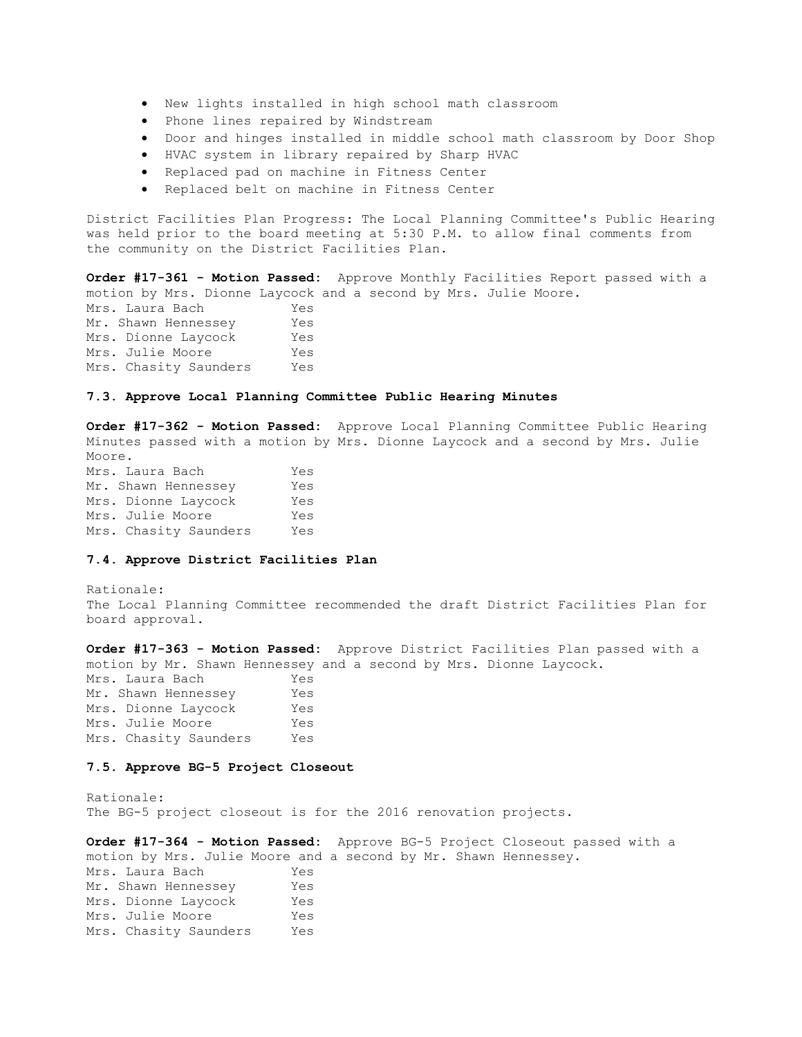- New lights installed in high school math classroom
- Phone lines repaired by Windstream
- Door and hinges installed in middle school math classroom by Door Shop
- HVAC system in library repaired by Sharp HVAC
- Replaced pad on machine in Fitness Center
- Replaced belt on machine in Fitness Center

District Facilities Plan Progress: The Local Planning Committee's Public Hearing was held prior to the board meeting at 5:30 P.M. to allow final comments from the community on the District Facilities Plan.

**Order #17-361 - Motion Passed:** Approve Monthly Facilities Report passed with a motion by Mrs. Dionne Laycock and a second by Mrs. Julie Moore.

| | |
|---|---|
| Mrs. Laura Bach | Yes |
| Mr. Shawn Hennessey | Yes |
| Mrs. Dionne Laycock | Yes |
| Mrs. Julie Moore | Yes |
| Mrs. Chasity Saunders | Yes |

### 7.3. Approve Local Planning Committee Public Hearing Minutes

**Order #17-362 - Motion Passed:** Approve Local Planning Committee Public Hearing Minutes passed with a motion by Mrs. Dionne Laycock and a second by Mrs. Julie Moore.

| | |
|---|---|
| Mrs. Laura Bach | Yes |
| Mr. Shawn Hennessey | Yes |
| Mrs. Dionne Laycock | Yes |
| Mrs. Julie Moore | Yes |
| Mrs. Chasity Saunders | Yes |

### 7.4. Approve District Facilities Plan

Rationale:
The Local Planning Committee recommended the draft District Facilities Plan for board approval.

**Order #17-363 - Motion Passed:** Approve District Facilities Plan passed with a motion by Mr. Shawn Hennessey and a second by Mrs. Dionne Laycock.

| | |
|---|---|
| Mrs. Laura Bach | Yes |
| Mr. Shawn Hennessey | Yes |
| Mrs. Dionne Laycock | Yes |
| Mrs. Julie Moore | Yes |
| Mrs. Chasity Saunders | Yes |

### 7.5. Approve BG-5 Project Closeout

Rationale:
The BG-5 project closeout is for the 2016 renovation projects.

**Order #17-364 - Motion Passed:** Approve BG-5 Project Closeout passed with a motion by Mrs. Julie Moore and a second by Mr. Shawn Hennessey.

| | |
|---|---|
| Mrs. Laura Bach | Yes |
| Mr. Shawn Hennessey | Yes |
| Mrs. Dionne Laycock | Yes |
| Mrs. Julie Moore | Yes |
| Mrs. Chasity Saunders | Yes |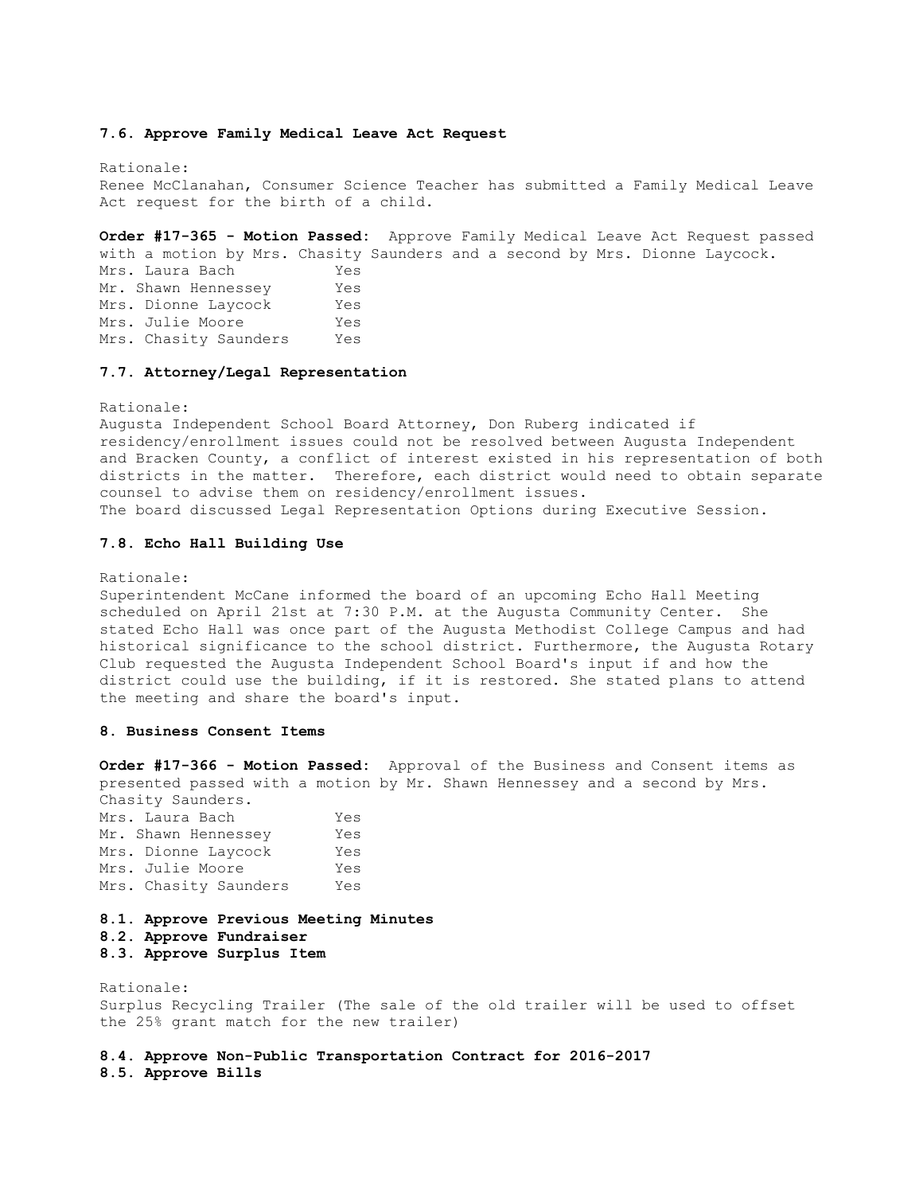**7.6. Approve Family Medical Leave Act Request**

Rationale:
Renee McClanahan, Consumer Science Teacher has submitted a Family Medical Leave Act request for the birth of a child.

**Order #17-365 - Motion Passed:** Approve Family Medical Leave Act Request passed with a motion by Mrs. Chasity Saunders and a second by Mrs. Dionne Laycock.

| | |
|---|---|
| Mrs. Laura Bach | Yes |
| Mr. Shawn Hennessey | Yes |
| Mrs. Dionne Laycock | Yes |
| Mrs. Julie Moore | Yes |
| Mrs. Chasity Saunders | Yes |

**7.7. Attorney/Legal Representation**

Rationale:
Augusta Independent School Board Attorney, Don Ruberg indicated if residency/enrollment issues could not be resolved between Augusta Independent and Bracken County, a conflict of interest existed in his representation of both districts in the matter. Therefore, each district would need to obtain separate counsel to advise them on residency/enrollment issues.
The board discussed Legal Representation Options during Executive Session.

**7.8. Echo Hall Building Use**

Rationale:
Superintendent McCane informed the board of an upcoming Echo Hall Meeting scheduled on April 21st at 7:30 P.M. at the Augusta Community Center. She stated Echo Hall was once part of the Augusta Methodist College Campus and had historical significance to the school district. Furthermore, the Augusta Rotary Club requested the Augusta Independent School Board's input if and how the district could use the building, if it is restored. She stated plans to attend the meeting and share the board's input.

**8. Business Consent Items**

**Order #17-366 - Motion Passed:** Approval of the Business and Consent items as presented passed with a motion by Mr. Shawn Hennessey and a second by Mrs. Chasity Saunders.

| | |
|---|---|
| Mrs. Laura Bach | Yes |
| Mr. Shawn Hennessey | Yes |
| Mrs. Dionne Laycock | Yes |
| Mrs. Julie Moore | Yes |
| Mrs. Chasity Saunders | Yes |

**8.1. Approve Previous Meeting Minutes**
**8.2. Approve Fundraiser**
**8.3. Approve Surplus Item**

Rationale:
Surplus Recycling Trailer (The sale of the old trailer will be used to offset the 25% grant match for the new trailer)

**8.4. Approve Non-Public Transportation Contract for 2016-2017**
**8.5. Approve Bills**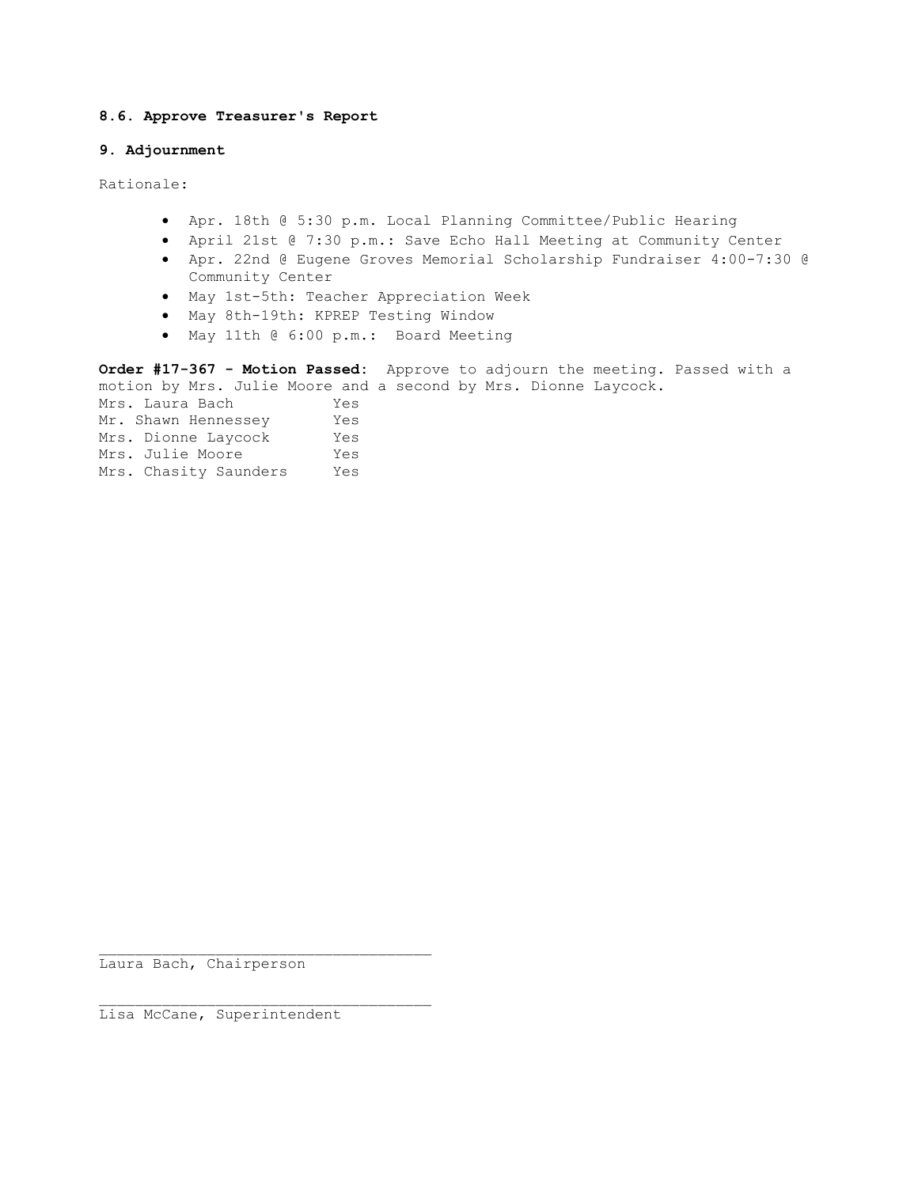**8.6. Approve Treasurer's Report**

**9. Adjournment**

Rationale:

- Apr. 18th @ 5:30 p.m. Local Planning Committee/Public Hearing
- April 21st @ 7:30 p.m.: Save Echo Hall Meeting at Community Center
- Apr. 22nd @ Eugene Groves Memorial Scholarship Fundraiser 4:00-7:30 @ Community Center
- May 1st-5th: Teacher Appreciation Week
- May 8th-19th: KPREP Testing Window
- May 11th @ 6:00 p.m.: Board Meeting

**Order #17-367 - Motion Passed:** Approve to adjourn the meeting. Passed with a motion by Mrs. Julie Moore and a second by Mrs. Dionne Laycock.

| | |
|---|---|
| Mrs. Laura Bach | Yes |
| Mr. Shawn Hennessey | Yes |
| Mrs. Dionne Laycock | Yes |
| Mrs. Julie Moore | Yes |
| Mrs. Chasity Saunders | Yes |

_____________________________________
Laura Bach, Chairperson

_____________________________________
Lisa McCane, Superintendent